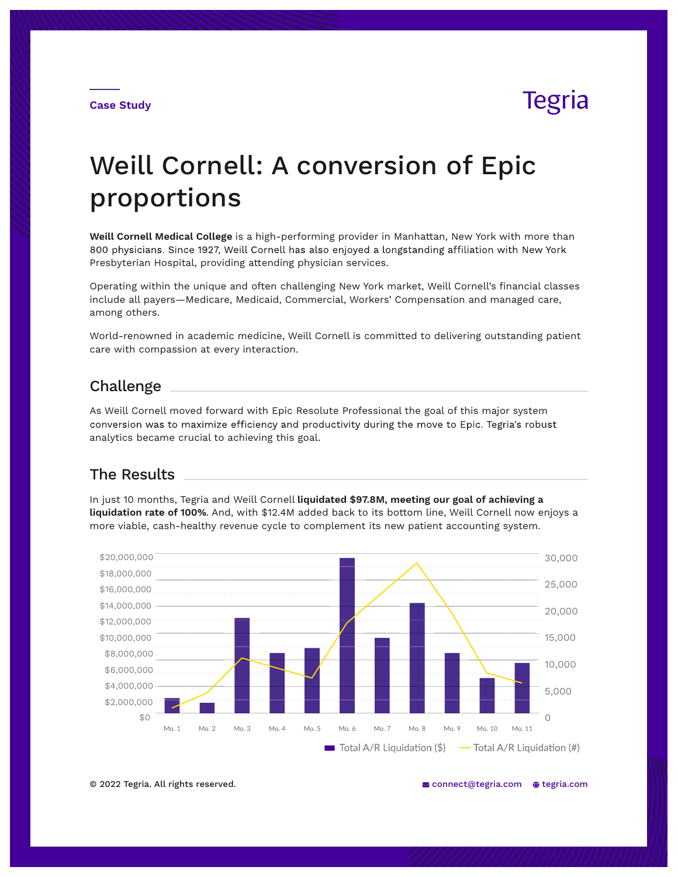Case Study

Tegria

# Weill Cornell: A conversion of Epic proportions

**Weill Cornell Medical College** is a high-performing provider in Manhattan, New York with more than 800 physicians. Since 1927, Weill Cornell has also enjoyed a longstanding affiliation with New York Presbyterian Hospital, providing attending physician services.

Operating within the unique and often challenging New York market, Weill Cornell's financial classes include all payers—Medicare, Medicaid, Commercial, Workers' Compensation and managed care, among others.

World-renowned in academic medicine, Weill Cornell is committed to delivering outstanding patient care with compassion at every interaction.

## Challenge

As Weill Cornell moved forward with Epic Resolute Professional the goal of this major system conversion was to maximize efficiency and productivity during the move to Epic. Tegria's robust analytics became crucial to achieving this goal.

## The Results

In just 10 months, Tegria and Weill Cornell **liquidated $97.8M, meeting our goal of achieving a liquidation rate of 100%**. And, with $12.4M added back to its bottom line, Weill Cornell now enjoys a more viable, cash-healthy revenue cycle to complement its new patient accounting system.

Left axis: $0 – $20,000,000; right axis: 0 – 30,000; x-axis: Mo. 1 – Mo. 11

Total A/R Liquidation ($) | Total A/R Liquidation (#)

© 2022 Tegria. All rights reserved.

connect@tegria.com tegria.com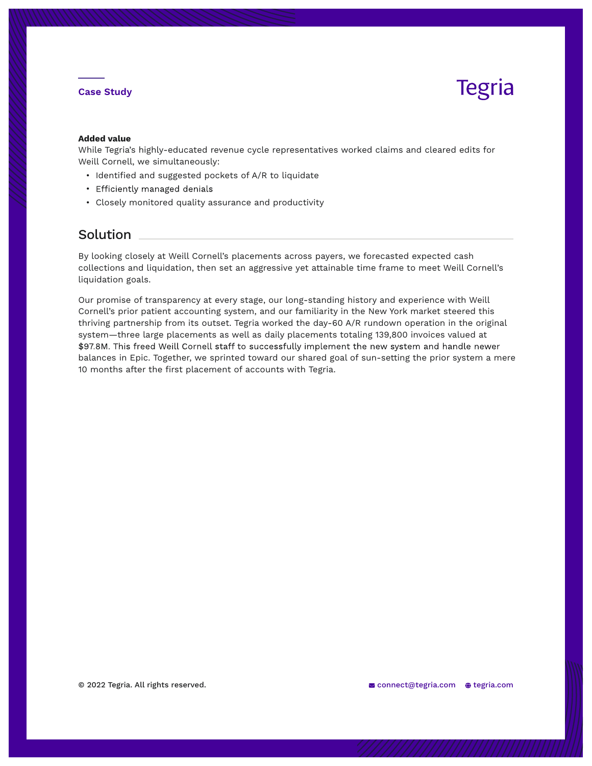**Added value**

While Tegria's highly-educated revenue cycle representatives worked claims and cleared edits for Weill Cornell, we simultaneously:

- Identified and suggested pockets of A/R to liquidate
- Efficiently managed denials
- Closely monitored quality assurance and productivity

## Solution

By looking closely at Weill Cornell's placements across payers, we forecasted expected cash collections and liquidation, then set an aggressive yet attainable time frame to meet Weill Cornell's liquidation goals.

Our promise of transparency at every stage, our long-standing history and experience with Weill Cornell's prior patient accounting system, and our familiarity in the New York market steered this thriving partnership from its outset. Tegria worked the day-60 A/R rundown operation in the original system—three large placements as well as daily placements totaling 139,800 invoices valued at $97.8M. This freed Weill Cornell staff to successfully implement the new system and handle newer balances in Epic. Together, we sprinted toward our shared goal of sun-setting the prior system a mere 10 months after the first placement of accounts with Tegria.